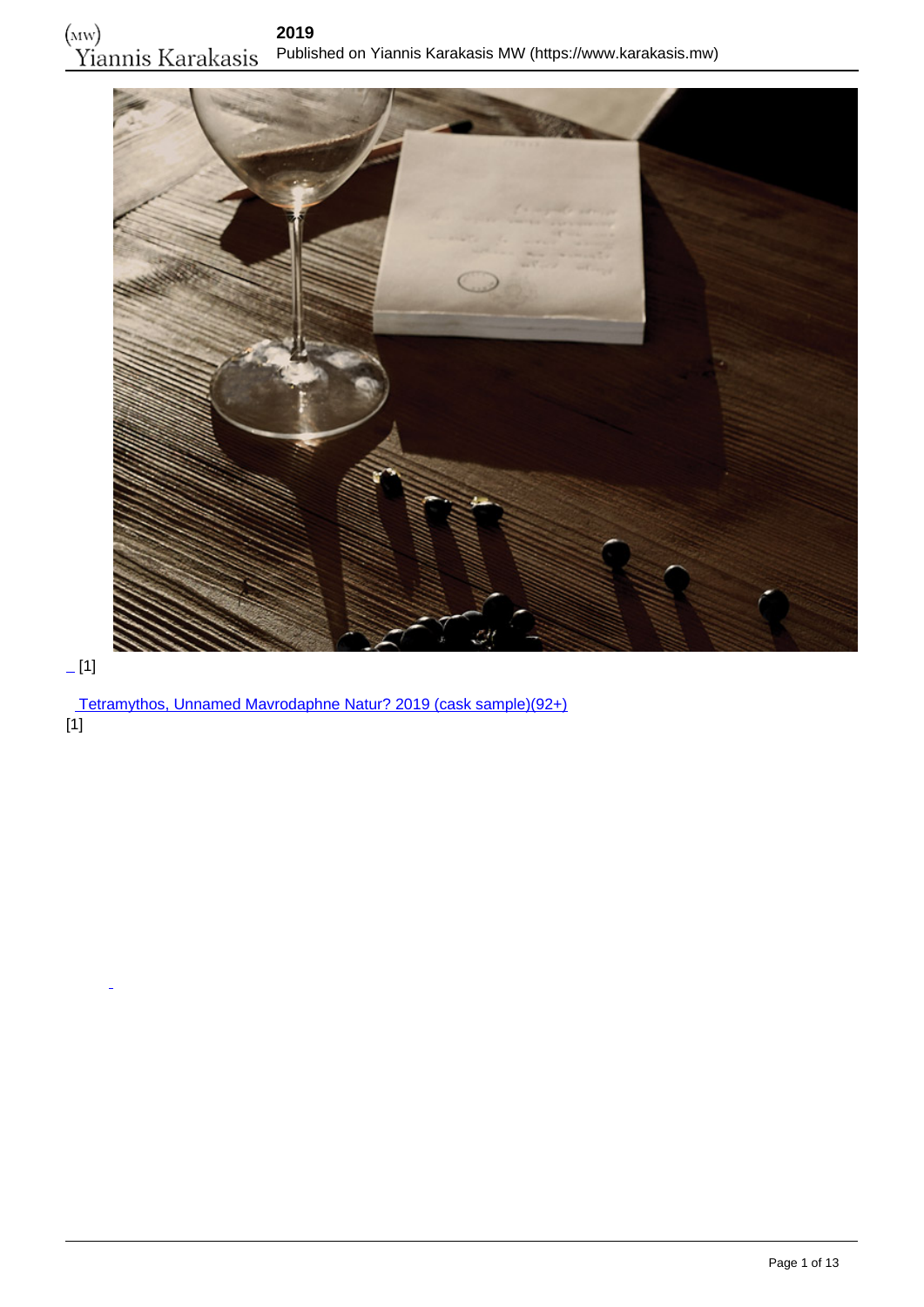# 2019

[1]

[Tetramythos, Unnamed Mavrodaphne Natur? 2019 (cask sample)(92+)]
[1]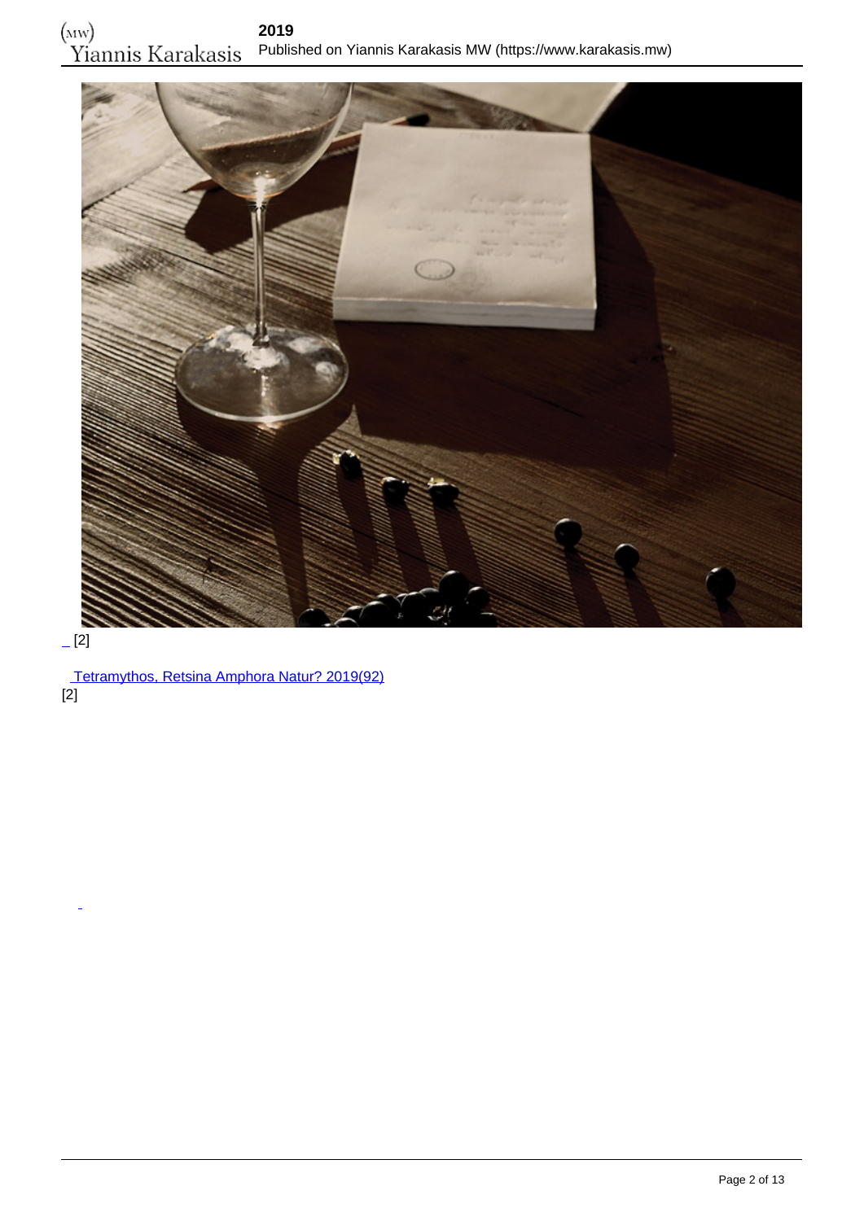_ [2]

Tetramythos, Retsina Amphora Natur? 2019(92)
[2]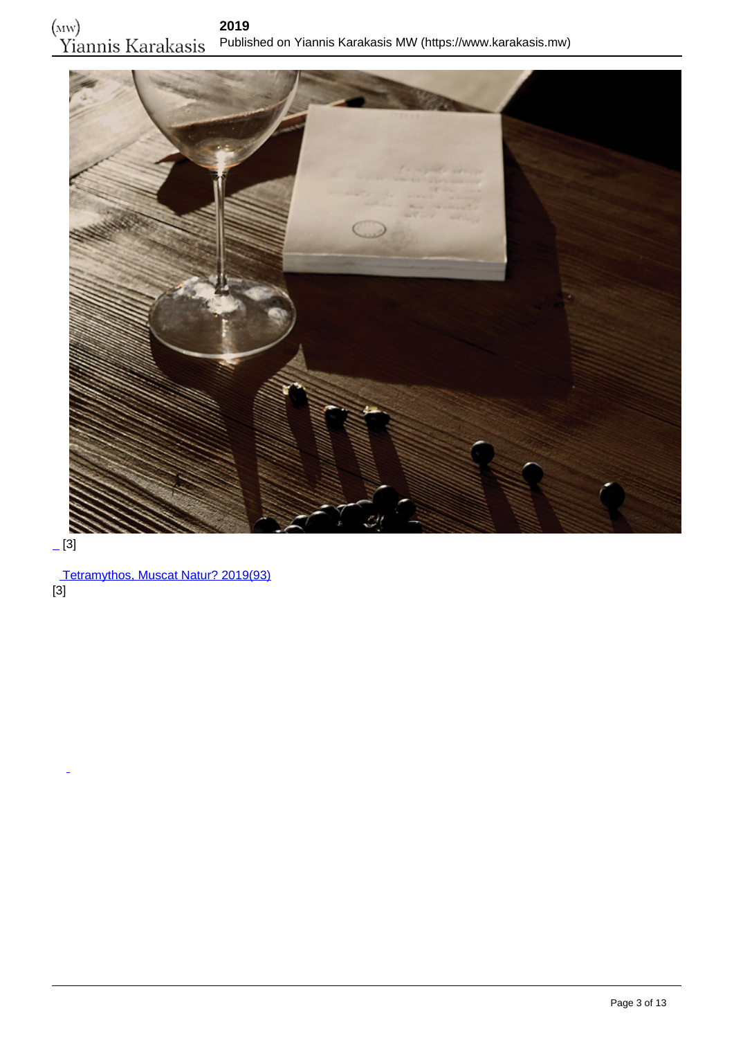_ [3]

[Tetramythos, Muscat Natur? 2019(93)]
[3]

_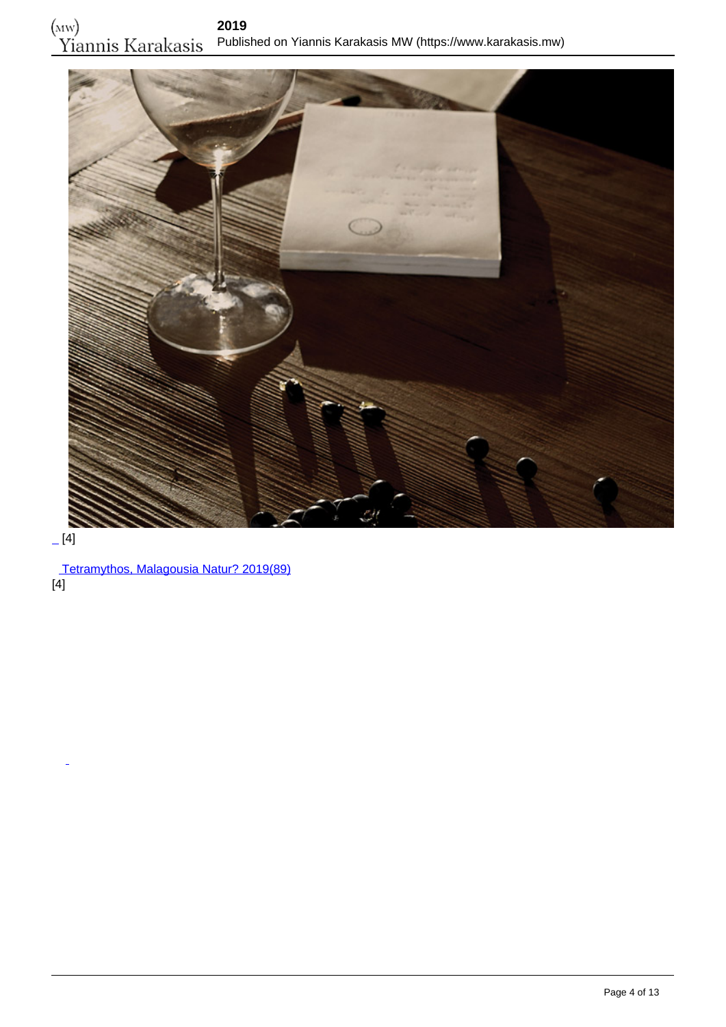_ [4]

[Tetramythos, Malagousia Natur? 2019(89)](#)
[4]

_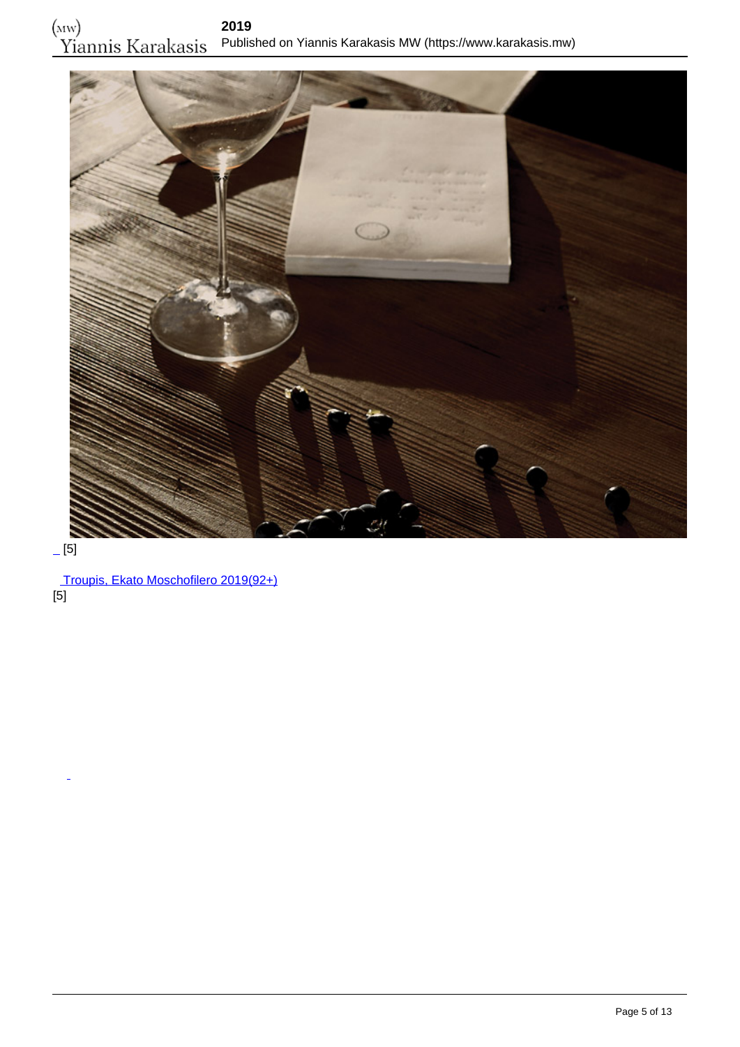_ [5]

 Troupis, Ekato Moschofilero 2019(92+)
[5]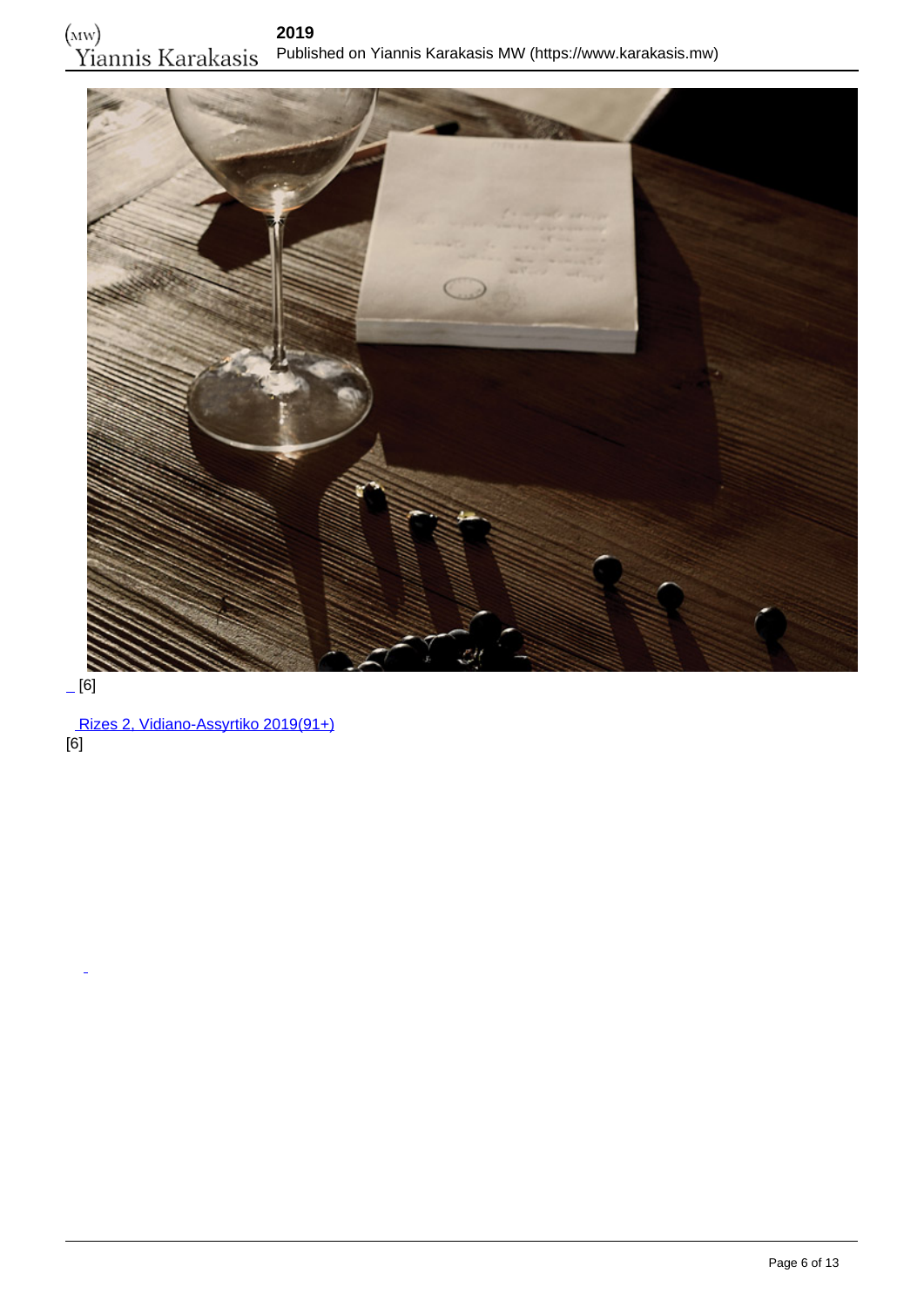_ [6]

 Rizes 2, Vidiano-Assyrtiko 2019(91+)
[6]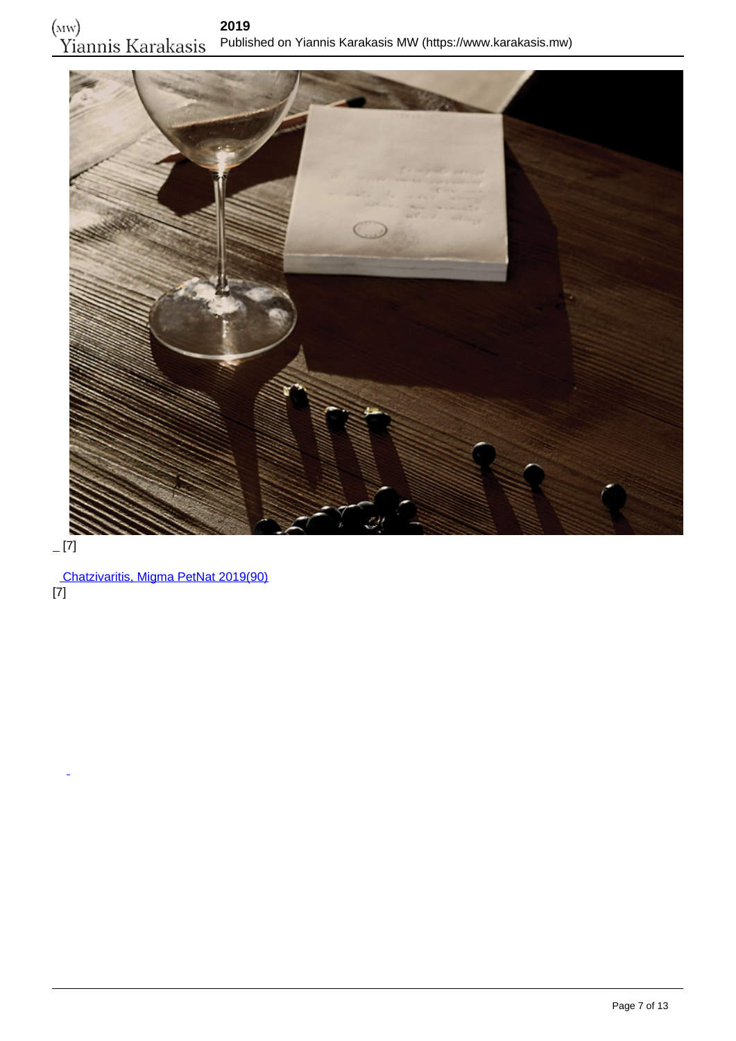_ [7]

Chatzivaritis, Migma PetNat 2019(90)
[7]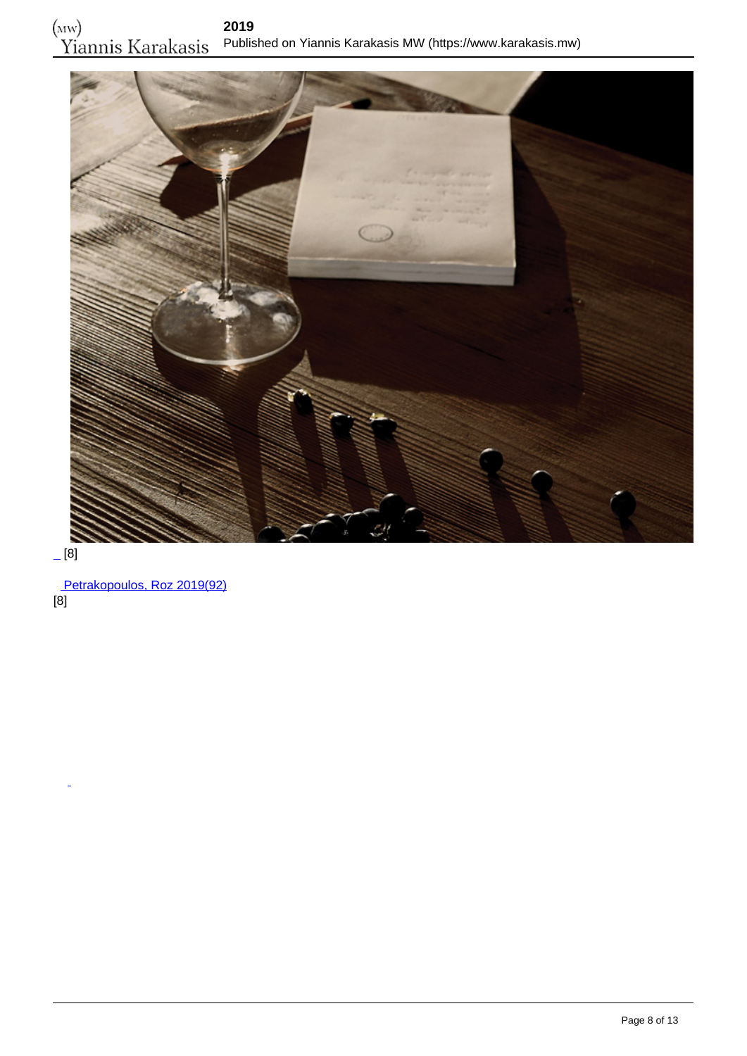_ [8]

[Petrakopoulos, Roz 2019(92)]
[8]

_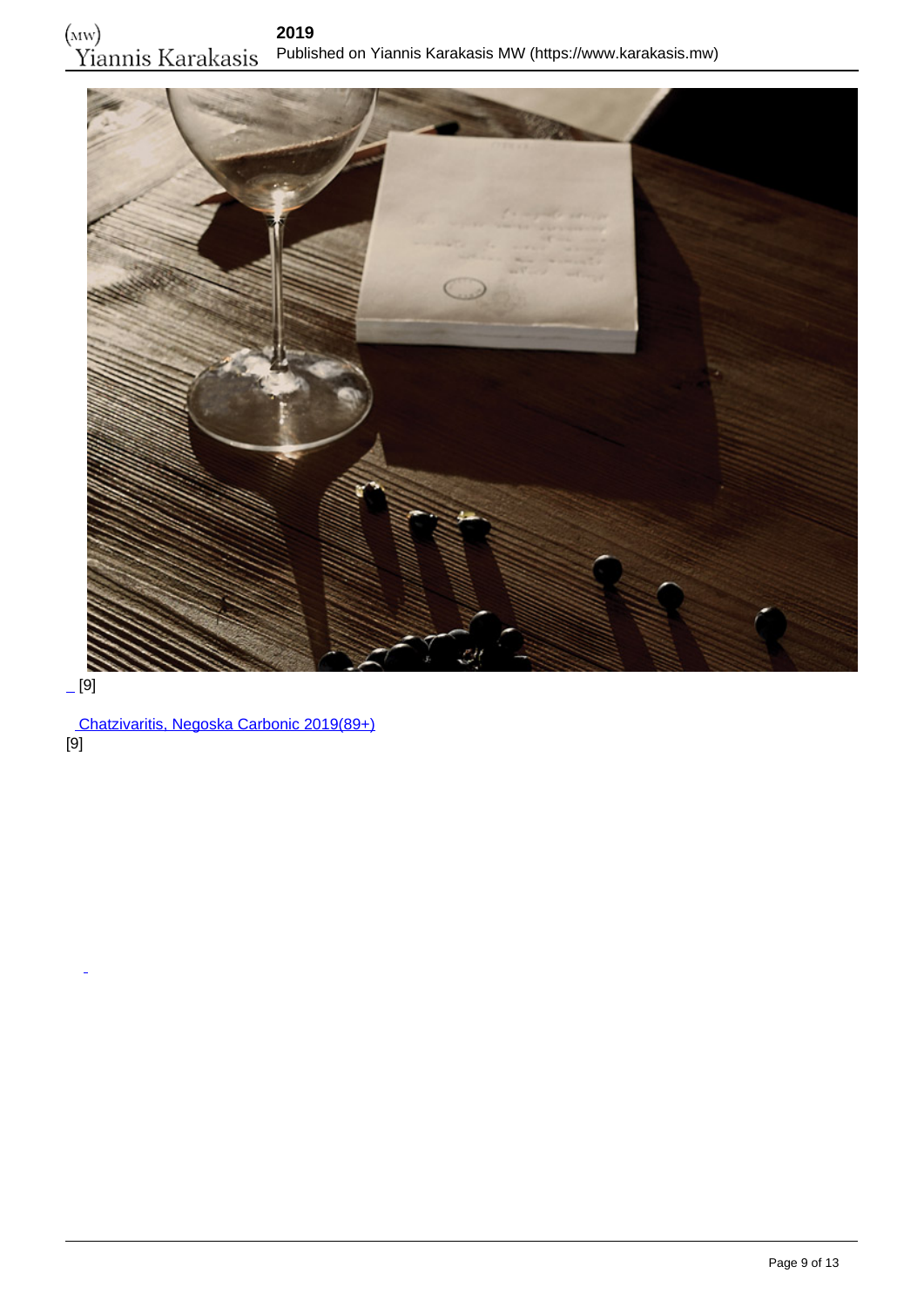_ [9]

[Chatzivaritis, Negoska Carbonic 2019(89+)](#)
[9]

_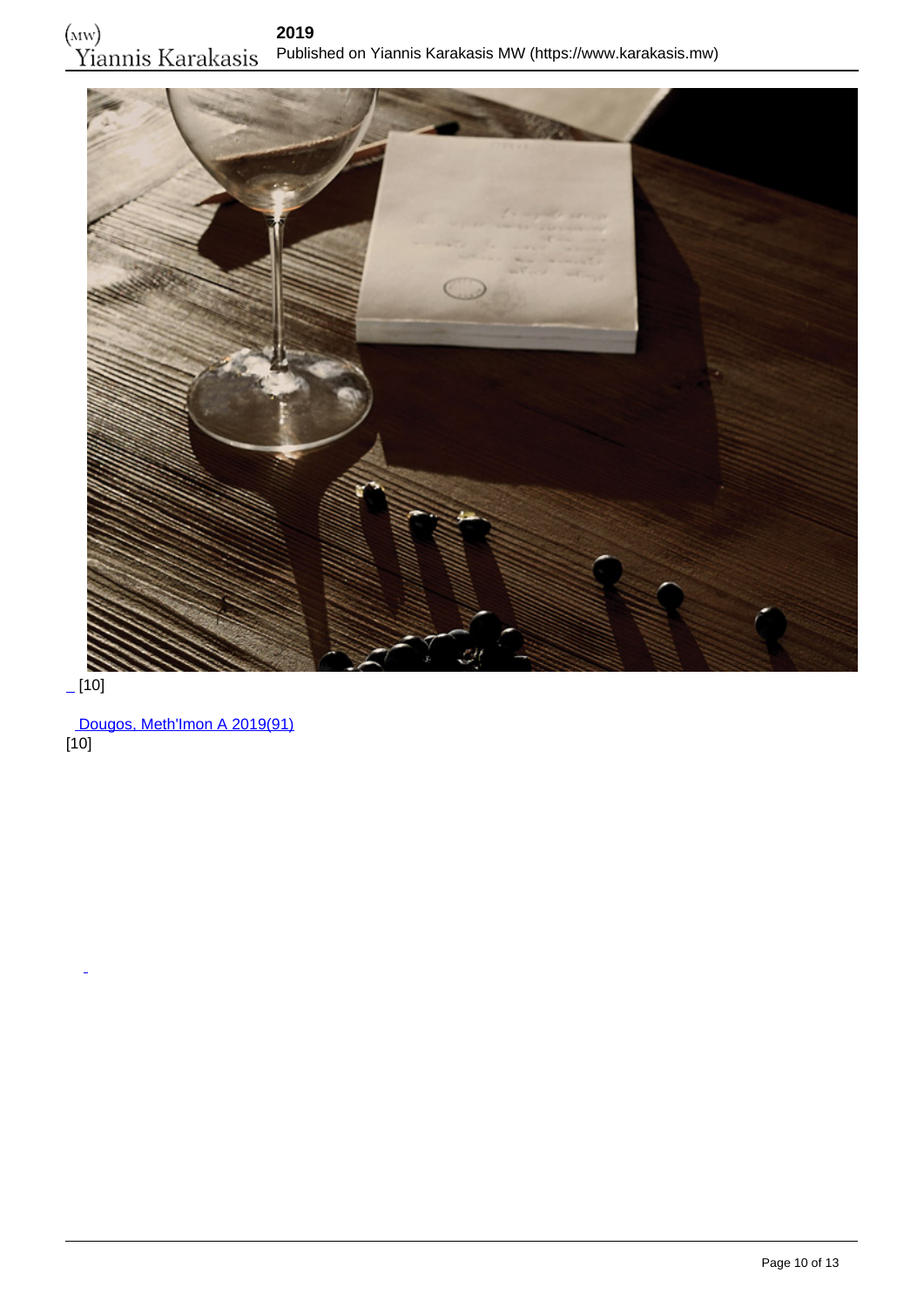_ [10]

Dougos, Meth'Imon A 2019(91)
[10]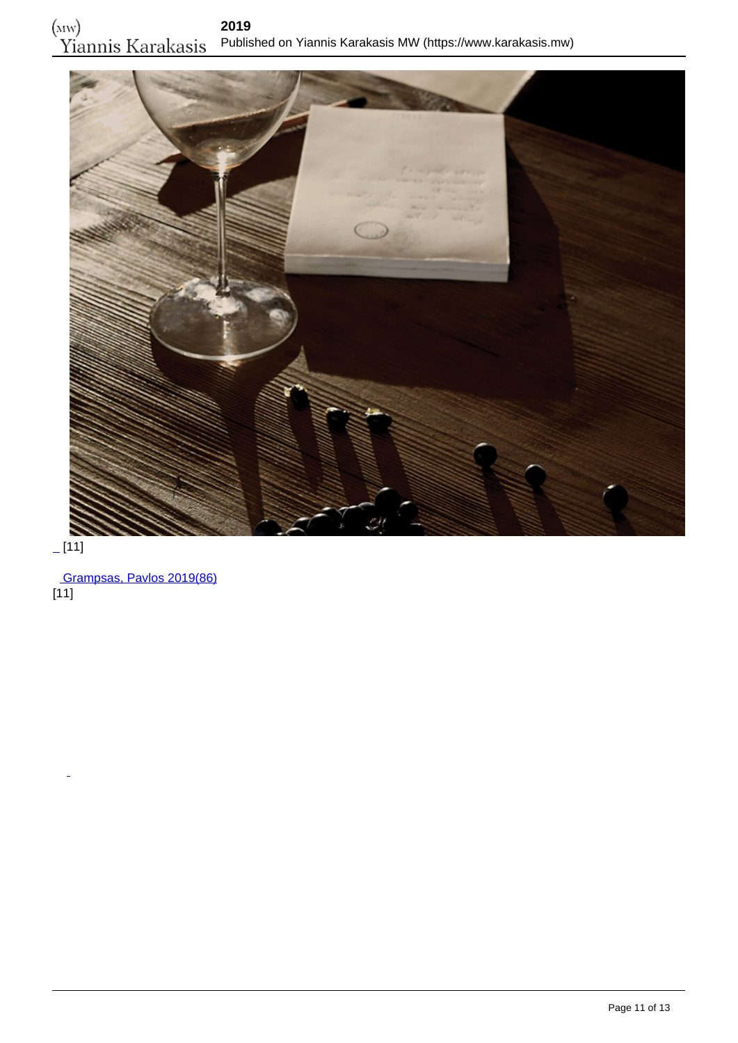_ [11]

 Grampsas, Pavlos 2019(86)
[11]

_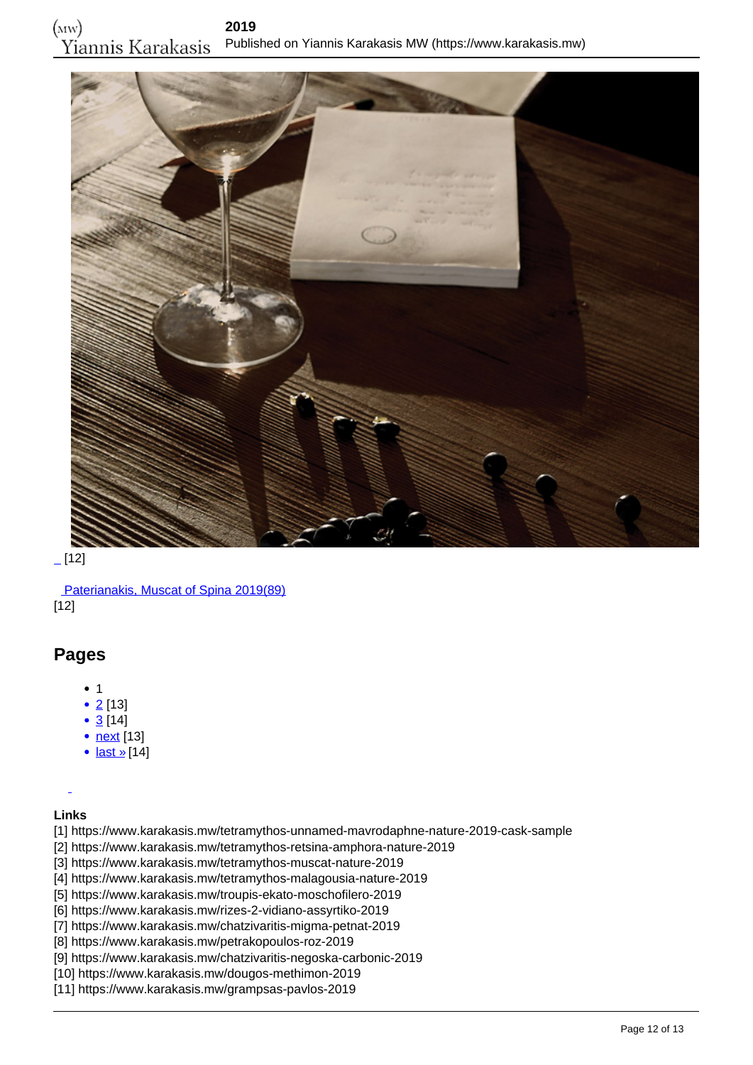_ [12]

 Paterianakis, Muscat of Spina 2019(89)
[12]

## Pages

- 1
- 2 [13]
- 3 [14]
- next [13]
- last » [14]

### Links

[1] https://www.karakasis.mw/tetramythos-unnamed-mavrodaphne-nature-2019-cask-sample
[2] https://www.karakasis.mw/tetramythos-retsina-amphora-nature-2019
[3] https://www.karakasis.mw/tetramythos-muscat-nature-2019
[4] https://www.karakasis.mw/tetramythos-malagousia-nature-2019
[5] https://www.karakasis.mw/troupis-ekato-moschofilero-2019
[6] https://www.karakasis.mw/rizes-2-vidiano-assyrtiko-2019
[7] https://www.karakasis.mw/chatzivaritis-migma-petnat-2019
[8] https://www.karakasis.mw/petrakopoulos-roz-2019
[9] https://www.karakasis.mw/chatzivaritis-negoska-carbonic-2019
[10] https://www.karakasis.mw/dougos-methimon-2019
[11] https://www.karakasis.mw/grampsas-pavlos-2019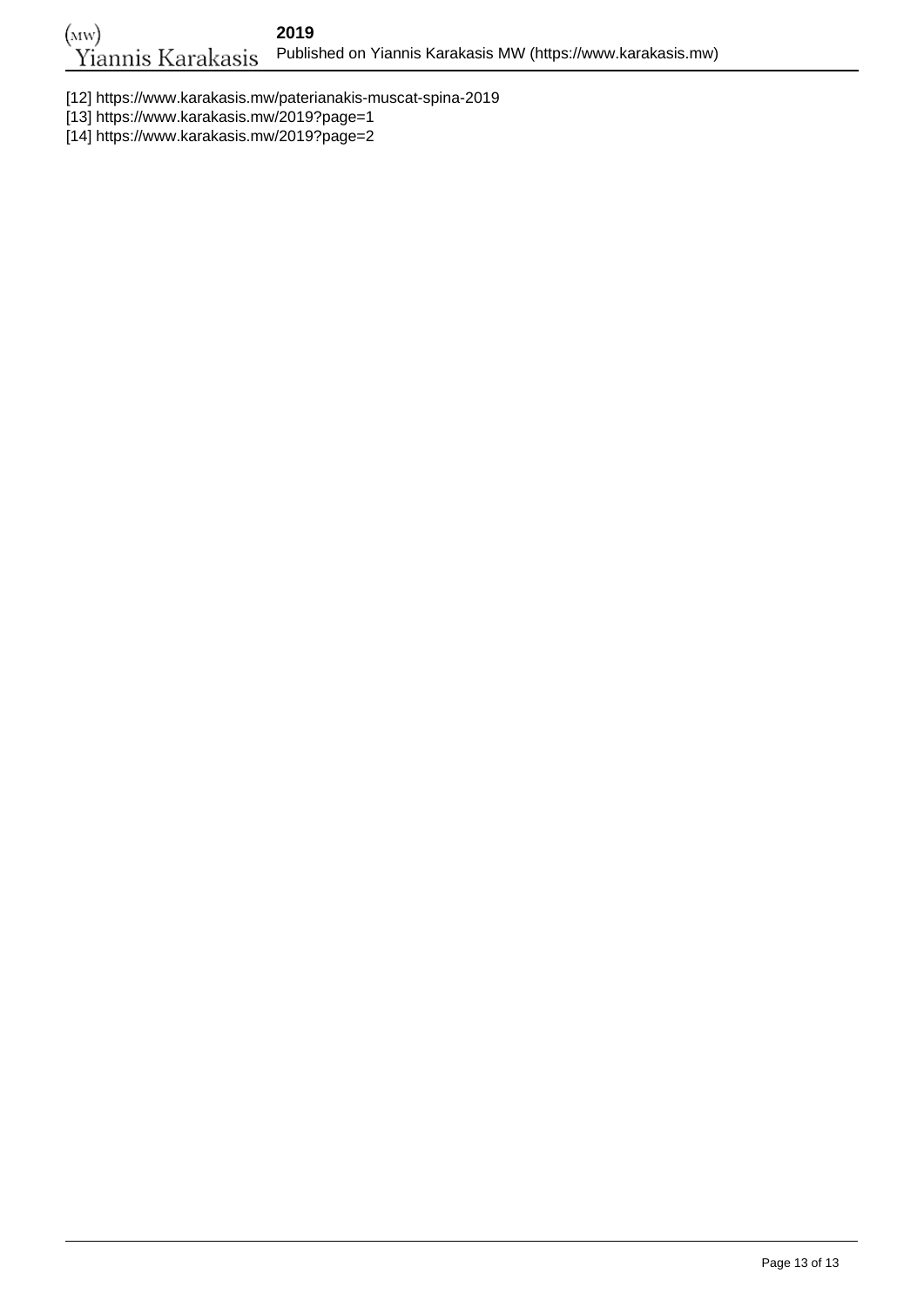[12] https://www.karakasis.mw/paterianakis-muscat-spina-2019
[13] https://www.karakasis.mw/2019?page=1
[14] https://www.karakasis.mw/2019?page=2